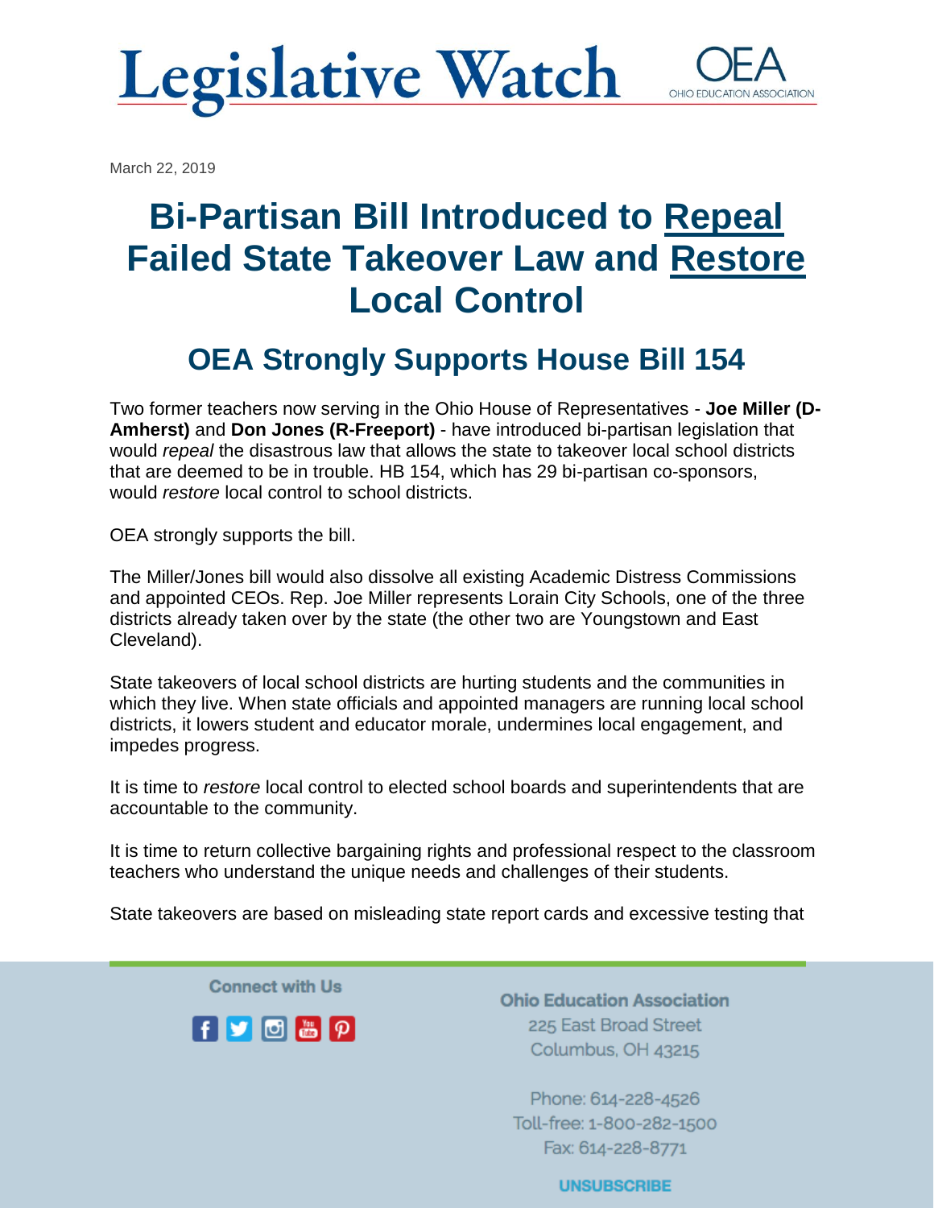# Legislative Watch

OEA OHIO EDUCATION ASSOCIATION

March 22, 2019

# Bi-Partisan Bill Introduced to Repeal Failed State Takeover Law and Restore Local Control

## OEA Strongly Supports House Bill 154

Two former teachers now serving in the Ohio House of Representatives - **Joe Miller (D-Amherst)** and **Don Jones (R-Freeport)** - have introduced bi-partisan legislation that would *repeal* the disastrous law that allows the state to takeover local school districts that are deemed to be in trouble. HB 154, which has 29 bi-partisan co-sponsors, would *restore* local control to school districts.

OEA strongly supports the bill.

The Miller/Jones bill would also dissolve all existing Academic Distress Commissions and appointed CEOs. Rep. Joe Miller represents Lorain City Schools, one of the three districts already taken over by the state (the other two are Youngstown and East Cleveland).

State takeovers of local school districts are hurting students and the communities in which they live. When state officials and appointed managers are running local school districts, it lowers student and educator morale, undermines local engagement, and impedes progress.

It is time to *restore* local control to elected school boards and superintendents that are accountable to the community.

It is time to return collective bargaining rights and professional respect to the classroom teachers who understand the unique needs and challenges of their students.

State takeovers are based on misleading state report cards and excessive testing that

Connect with Us

**Ohio Education Association**
225 East Broad Street
Columbus, OH 43215

Phone: 614-228-4526
Toll-free: 1-800-282-1500
Fax: 614-228-8771

UNSUBSCRIBE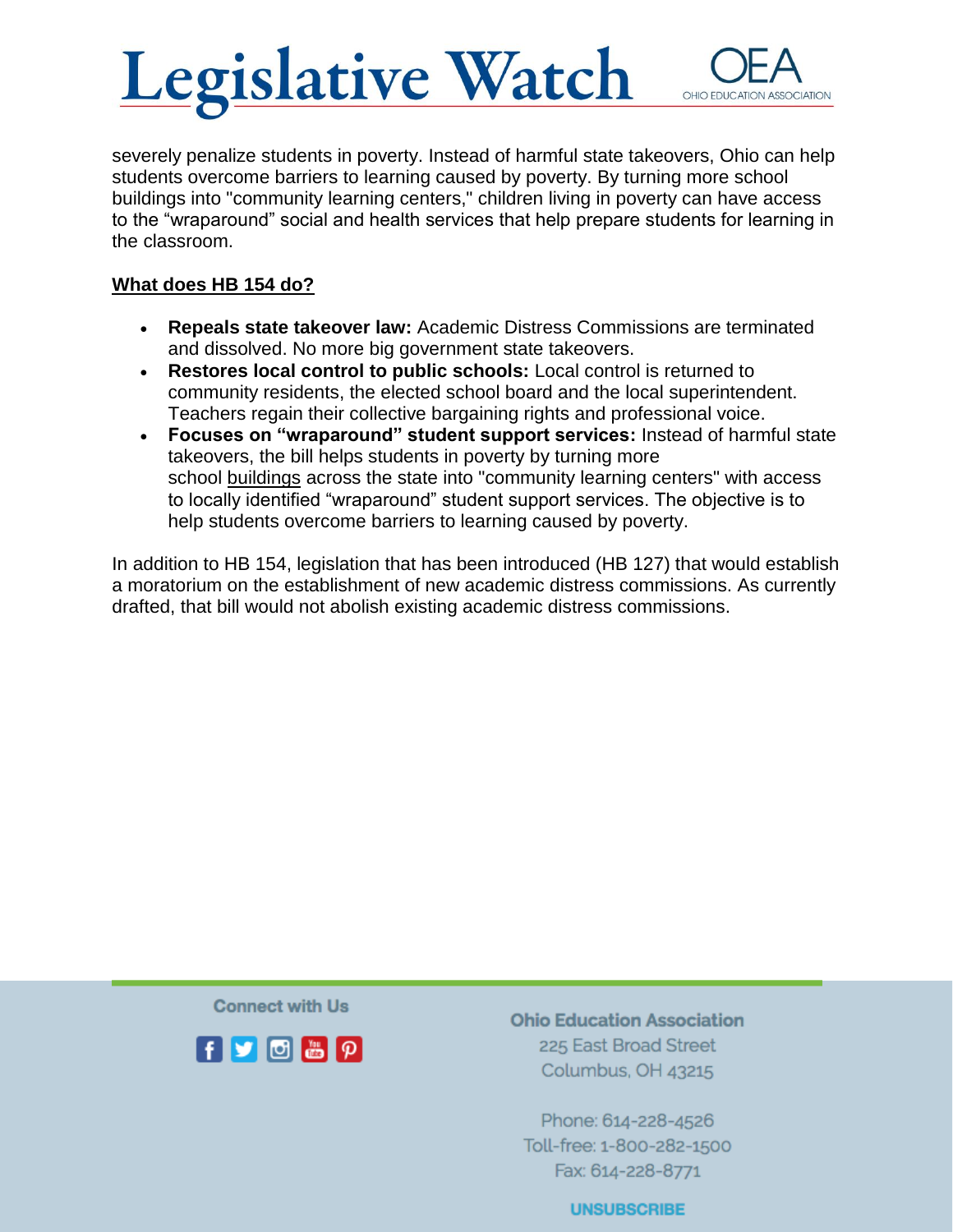severely penalize students in poverty. Instead of harmful state takeovers, Ohio can help students overcome barriers to learning caused by poverty. By turning more school buildings into "community learning centers," children living in poverty can have access to the "wraparound" social and health services that help prepare students for learning in the classroom.

## What does HB 154 do?

- **Repeals state takeover law:** Academic Distress Commissions are terminated and dissolved. No more big government state takeovers.
- **Restores local control to public schools:** Local control is returned to community residents, the elected school board and the local superintendent. Teachers regain their collective bargaining rights and professional voice.
- **Focuses on "wraparound" student support services:** Instead of harmful state takeovers, the bill helps students in poverty by turning more school buildings across the state into "community learning centers" with access to locally identified "wraparound" student support services. The objective is to help students overcome barriers to learning caused by poverty.

In addition to HB 154, legislation that has been introduced (HB 127) that would establish a moratorium on the establishment of new academic distress commissions. As currently drafted, that bill would not abolish existing academic distress commissions.

Connect with Us

**Ohio Education Association**
225 East Broad Street
Columbus, OH 43215

Phone: 614-228-4526
Toll-free: 1-800-282-1500
Fax: 614-228-8771

UNSUBSCRIBE